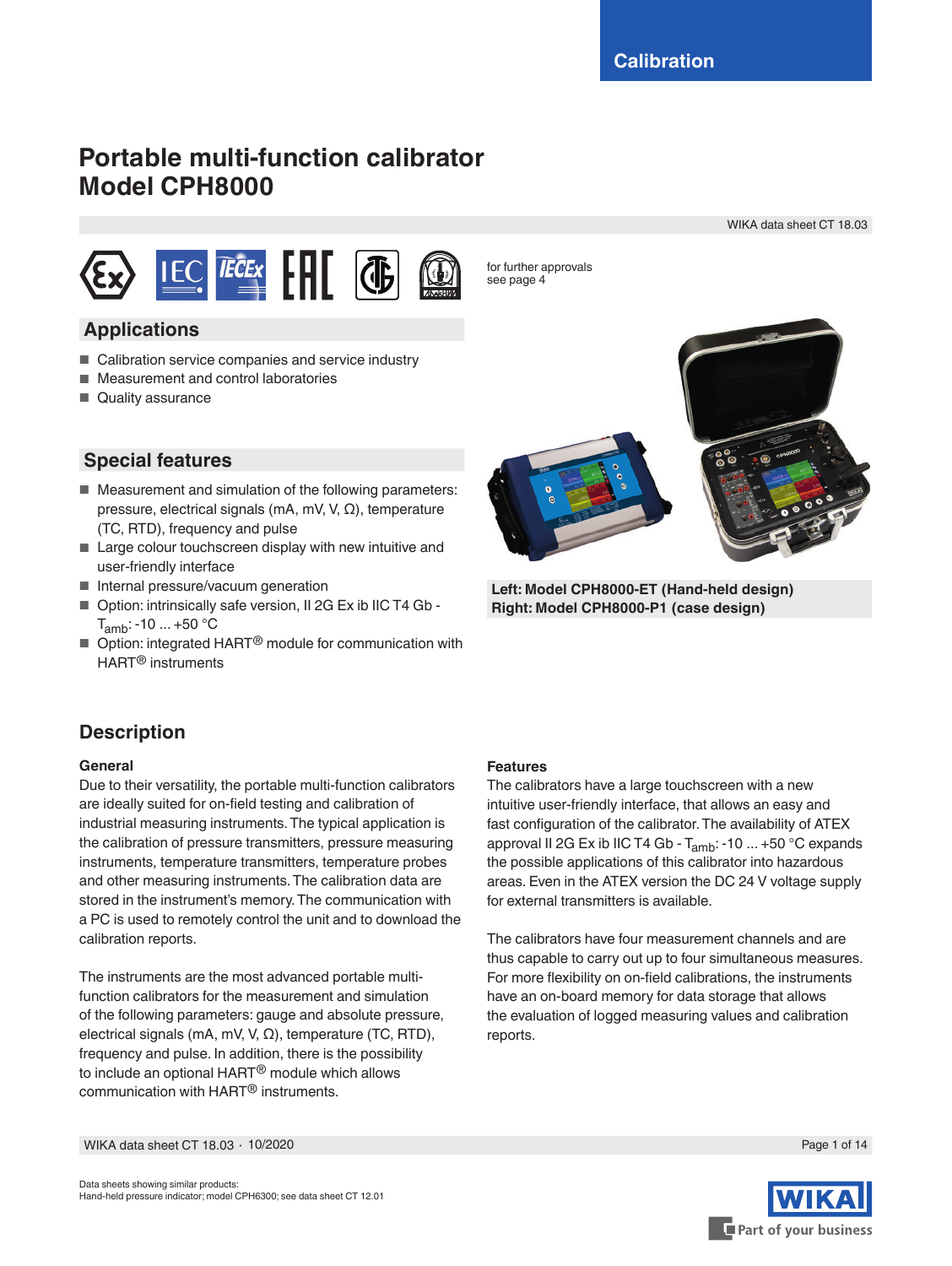Calibration

# Portable multi-function calibrator Model CPH8000

WIKA data sheet CT 18.03

for further approvals see page 4

## Applications

- Calibration service companies and service industry
- Measurement and control laboratories
- Quality assurance

## Special features

- Measurement and simulation of the following parameters: pressure, electrical signals (mA, mV, V, Ω), temperature (TC, RTD), frequency and pulse
- Large colour touchscreen display with new intuitive and user-friendly interface
- Internal pressure/vacuum generation
- Option: intrinsically safe version, II 2G Ex ib IIC T4 Gb - $T_{amb}$: -10 ... +50 °C
- Option: integrated HART® module for communication with HART® instruments

**Left: Model CPH8000-ET (Hand-held design)**
**Right: Model CPH8000-P1 (case design)**

## Description

### General

Due to their versatility, the portable multi-function calibrators are ideally suited for on-field testing and calibration of industrial measuring instruments. The typical application is the calibration of pressure transmitters, pressure measuring instruments, temperature transmitters, temperature probes and other measuring instruments. The calibration data are stored in the instrument's memory. The communication with a PC is used to remotely control the unit and to download the calibration reports.

The instruments are the most advanced portable multi-function calibrators for the measurement and simulation of the following parameters: gauge and absolute pressure, electrical signals (mA, mV, V, Ω), temperature (TC, RTD), frequency and pulse. In addition, there is the possibility to include an optional HART® module which allows communication with HART® instruments.

### Features

The calibrators have a large touchscreen with a new intuitive user-friendly interface, that allows an easy and fast configuration of the calibrator. The availability of ATEX approval II 2G Ex ib IIC T4 Gb - $T_{amb}$: -10 ... +50 °C expands the possible applications of this calibrator into hazardous areas. Even in the ATEX version the DC 24 V voltage supply for external transmitters is available.

The calibrators have four measurement channels and are thus capable to carry out up to four simultaneous measures. For more flexibility on on-field calibrations, the instruments have an on-board memory for data storage that allows the evaluation of logged measuring values and calibration reports.

Data sheets showing similar products:
Hand-held pressure indicator; model CPH6300; see data sheet CT 12.01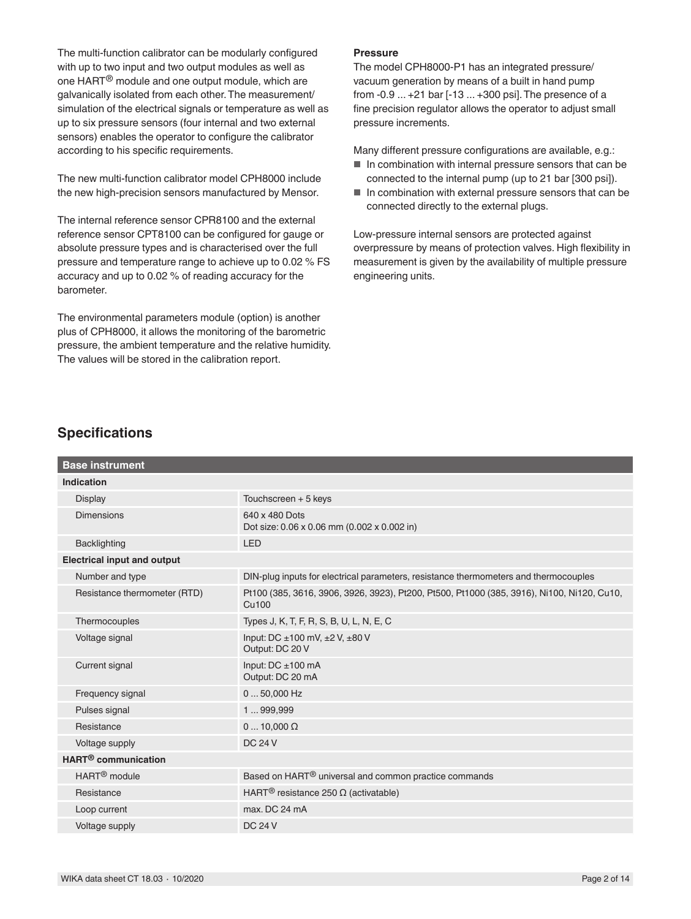The multi-function calibrator can be modularly configured with up to two input and two output modules as well as one HART® module and one output module, which are galvanically isolated from each other. The measurement/ simulation of the electrical signals or temperature as well as up to six pressure sensors (four internal and two external sensors) enables the operator to configure the calibrator according to his specific requirements.

The new multi-function calibrator model CPH8000 include the new high-precision sensors manufactured by Mensor.

The internal reference sensor CPR8100 and the external reference sensor CPT8100 can be configured for gauge or absolute pressure types and is characterised over the full pressure and temperature range to achieve up to 0.02 % FS accuracy and up to 0.02 % of reading accuracy for the barometer.

The environmental parameters module (option) is another plus of CPH8000, it allows the monitoring of the barometric pressure, the ambient temperature and the relative humidity. The values will be stored in the calibration report.

**Pressure**

The model CPH8000-P1 has an integrated pressure/ vacuum generation by means of a built in hand pump from -0.9 ... +21 bar [-13 ... +300 psi]. The presence of a fine precision regulator allows the operator to adjust small pressure increments.

Many different pressure configurations are available, e.g.:

- In combination with internal pressure sensors that can be connected to the internal pump (up to 21 bar [300 psi]).
- In combination with external pressure sensors that can be connected directly to the external plugs.

Low-pressure internal sensors are protected against overpressure by means of protection valves. High flexibility in measurement is given by the availability of multiple pressure engineering units.

## Specifications

| Base instrument | |
|---|---|
| **Indication** | |
| Display | Touchscreen + 5 keys |
| Dimensions | 640 x 480 Dots<br>Dot size: 0.06 x 0.06 mm (0.002 x 0.002 in) |
| Backlighting | LED |
| **Electrical input and output** | |
| Number and type | DIN-plug inputs for electrical parameters, resistance thermometers and thermocouples |
| Resistance thermometer (RTD) | Pt100 (385, 3616, 3906, 3926, 3923), Pt200, Pt500, Pt1000 (385, 3916), Ni100, Ni120, Cu10, Cu100 |
| Thermocouples | Types J, K, T, F, R, S, B, U, L, N, E, C |
| Voltage signal | Input: DC ±100 mV, ±2 V, ±80 V<br>Output: DC 20 V |
| Current signal | Input: DC ±100 mA<br>Output: DC 20 mA |
| Frequency signal | 0 ... 50,000 Hz |
| Pulses signal | 1 ... 999,999 |
| Resistance | 0 ... 10,000 Ω |
| Voltage supply | DC 24 V |
| **HART® communication** | |
| HART® module | Based on HART® universal and common practice commands |
| Resistance | HART® resistance 250 Ω (activatable) |
| Loop current | max. DC 24 mA |
| Voltage supply | DC 24 V |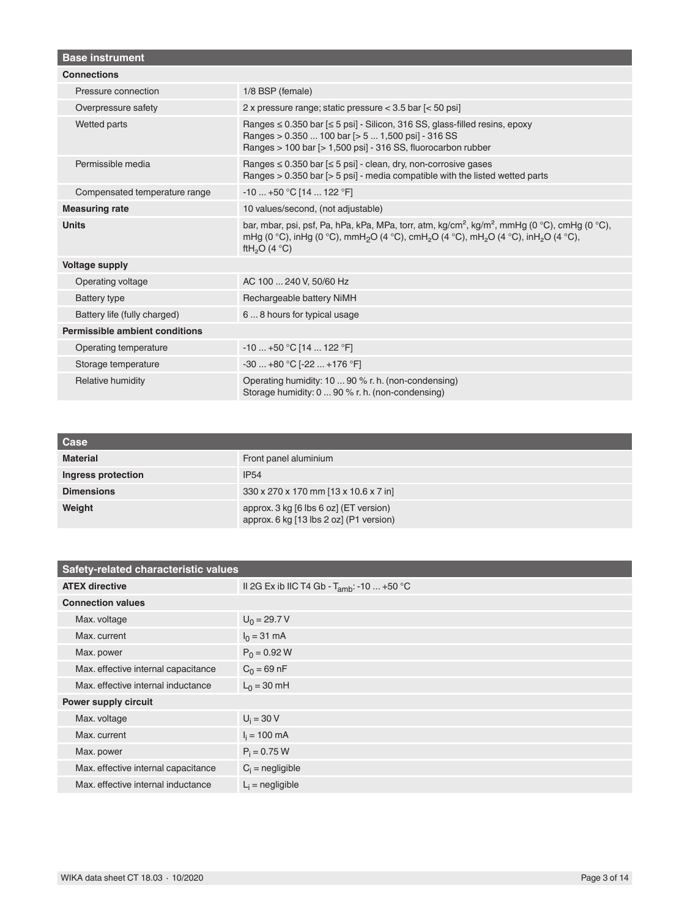| Base instrument | |
|---|---|
| **Connections** | |
| Pressure connection | 1/8 BSP (female) |
| Overpressure safety | 2 x pressure range; static pressure < 3.5 bar [< 50 psi] |
| Wetted parts | Ranges ≤ 0.350 bar [≤ 5 psi] - Silicon, 316 SS, glass-filled resins, epoxy<br>Ranges > 0.350 ... 100 bar [> 5 ... 1,500 psi] - 316 SS<br>Ranges > 100 bar [> 1,500 psi] - 316 SS, fluorocarbon rubber |
| Permissible media | Ranges ≤ 0.350 bar [≤ 5 psi] - clean, dry, non-corrosive gases<br>Ranges > 0.350 bar [> 5 psi] - media compatible with the listed wetted parts |
| Compensated temperature range | -10 ... +50 °C [14 ... 122 °F] |
| **Measuring rate** | 10 values/second, (not adjustable) |
| **Units** | bar, mbar, psi, psf, Pa, hPa, kPa, MPa, torr, atm, $kg/cm^2$, $kg/m^2$, mmHg (0 °C), cmHg (0 °C), mHg (0 °C), inHg (0 °C), $mmH_2O$ (4 °C), $cmH_2O$ (4 °C), $mH_2O$ (4 °C), $inH_2O$ (4 °C), $ftH_2O$ (4 °C) |
| **Voltage supply** | |
| Operating voltage | AC 100 ... 240 V, 50/60 Hz |
| Battery type | Rechargeable battery NiMH |
| Battery life (fully charged) | 6 ... 8 hours for typical usage |
| **Permissible ambient conditions** | |
| Operating temperature | -10 ... +50 °C [14 ... 122 °F] |
| Storage temperature | -30 ... +80 °C [-22 ... +176 °F] |
| Relative humidity | Operating humidity: 10 ... 90 % r. h. (non-condensing)<br>Storage humidity: 0 ... 90 % r. h. (non-condensing) |

| Case | |
|---|---|
| **Material** | Front panel aluminium |
| **Ingress protection** | IP54 |
| **Dimensions** | 330 x 270 x 170 mm [13 x 10.6 x 7 in] |
| **Weight** | approx. 3 kg [6 lbs 6 oz] (ET version)<br>approx. 6 kg [13 lbs 2 oz] (P1 version) |

| Safety-related characteristic values | |
|---|---|
| **ATEX directive** | II 2G Ex ib IIC T4 Gb - $T_{amb}$: -10 ... +50 °C |
| **Connection values** | |
| Max. voltage | $U_0$ = 29.7 V |
| Max. current | $I_0$ = 31 mA |
| Max. power | $P_0$ = 0.92 W |
| Max. effective internal capacitance | $C_0$ = 69 nF |
| Max. effective internal inductance | $L_0$ = 30 mH |
| **Power supply circuit** | |
| Max. voltage | $U_i$ = 30 V |
| Max. current | $I_i$ = 100 mA |
| Max. power | $P_i$ = 0.75 W |
| Max. effective internal capacitance | $C_i$ = negligible |
| Max. effective internal inductance | $L_i$ = negligible |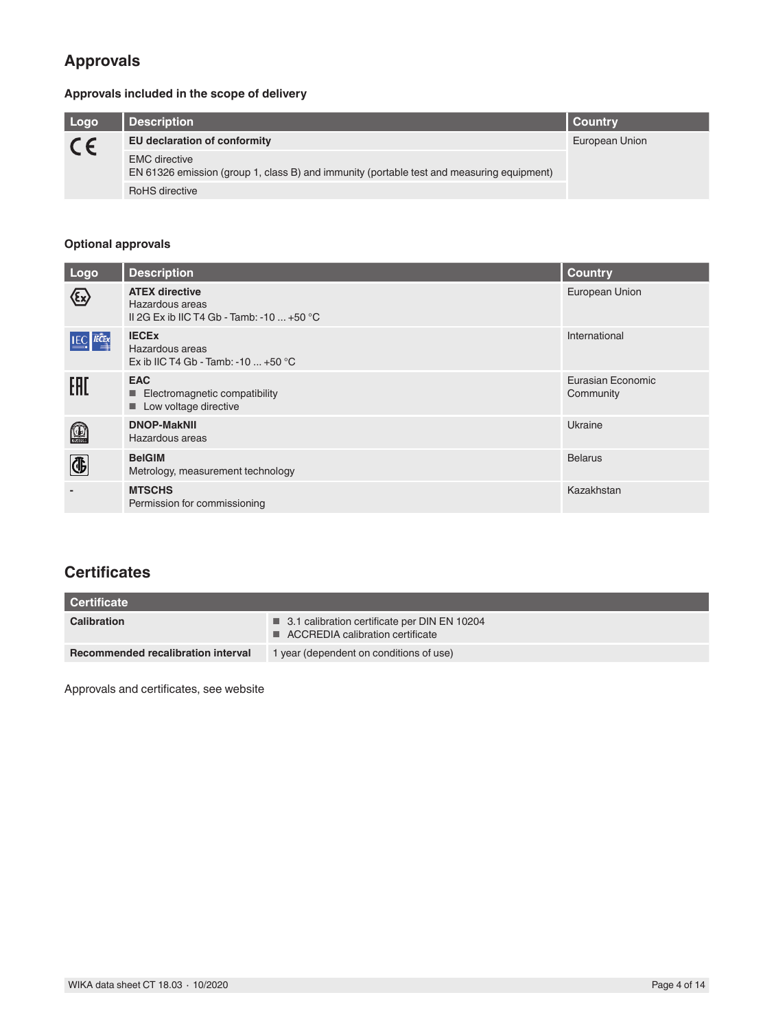## Approvals

### Approvals included in the scope of delivery

| Logo | Description | Country |
|---|---|---|
| CE | **EU declaration of conformity**<br>EMC directive<br>EN 61326 emission (group 1, class B) and immunity (portable test and measuring equipment)<br>RoHS directive | European Union |

### Optional approvals

| Logo | Description | Country |
|---|---|---|
| | **ATEX directive**<br>Hazardous areas<br>II 2G Ex ib IIC T4 Gb - Tamb: -10 ... +50 °C | European Union |
| | **IECEx**<br>Hazardous areas<br>Ex ib IIC T4 Gb - Tamb: -10 ... +50 °C | International |
| EAC | **EAC**<br>■ Electromagnetic compatibility<br>■ Low voltage directive | Eurasian Economic Community |
| | **DNOP-MakNII**<br>Hazardous areas | Ukraine |
| | **BelGIM**<br>Metrology, measurement technology | Belarus |
| - | **MTSCHS**<br>Permission for commissioning | Kazakhstan |

## Certificates

| Certificate | |
|---|---|
| **Calibration** | ■ 3.1 calibration certificate per DIN EN 10204<br>■ ACCREDIA calibration certificate |
| **Recommended recalibration interval** | 1 year (dependent on conditions of use) |

Approvals and certificates, see website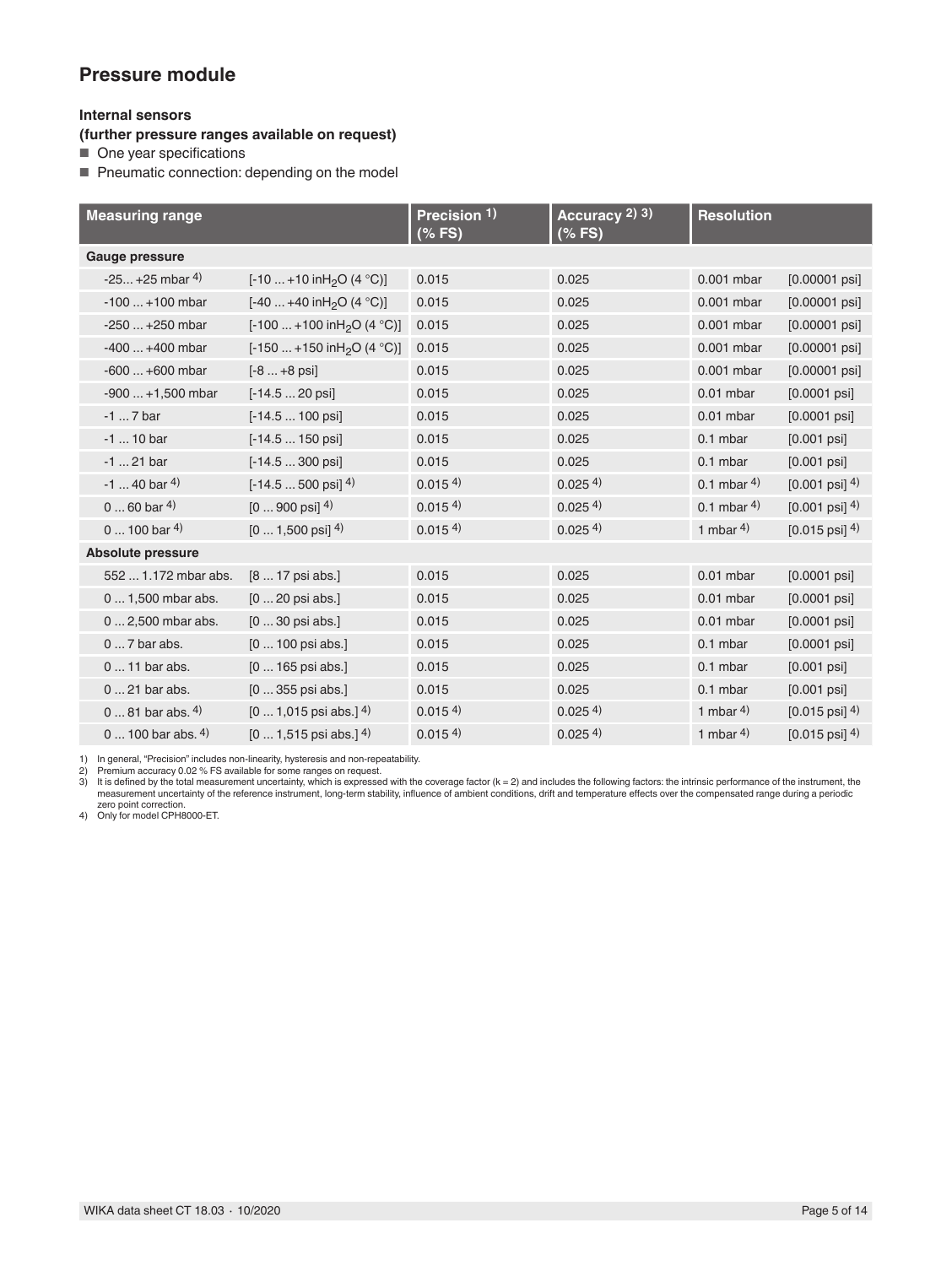## Pressure module

**Internal sensors**
**(further pressure ranges available on request)**

- One year specifications
- Pneumatic connection: depending on the model

| Measuring range | | Precision [1] (% FS) | Accuracy [2] [3] (% FS) | Resolution | |
|---|---|---|---|---|---|
| **Gauge pressure** | | | | | |
| -25... +25 mbar [4] | [-10 ... +10 in$H_2O$ (4 °C)] | 0.015 | 0.025 | 0.001 mbar | [0.00001 psi] |
| -100 ... +100 mbar | [-40 ... +40 in$H_2O$ (4 °C)] | 0.015 | 0.025 | 0.001 mbar | [0.00001 psi] |
| -250 ... +250 mbar | [-100 ... +100 in$H_2O$ (4 °C)] | 0.015 | 0.025 | 0.001 mbar | [0.00001 psi] |
| -400 ... +400 mbar | [-150 ... +150 in$H_2O$ (4 °C)] | 0.015 | 0.025 | 0.001 mbar | [0.00001 psi] |
| -600 ... +600 mbar | [-8 ... +8 psi] | 0.015 | 0.025 | 0.001 mbar | [0.00001 psi] |
| -900 ... +1,500 mbar | [-14.5 ... 20 psi] | 0.015 | 0.025 | 0.01 mbar | [0.0001 psi] |
| -1 ... 7 bar | [-14.5 ... 100 psi] | 0.015 | 0.025 | 0.01 mbar | [0.0001 psi] |
| -1 ... 10 bar | [-14.5 ... 150 psi] | 0.015 | 0.025 | 0.1 mbar | [0.001 psi] |
| -1 ... 21 bar | [-14.5 ... 300 psi] | 0.015 | 0.025 | 0.1 mbar | [0.001 psi] |
| -1 ... 40 bar [4] | [-14.5 ... 500 psi] [4] | 0.015 [4] | 0.025 [4] | 0.1 mbar [4] | [0.001 psi] [4] |
| 0 ... 60 bar [4] | [0 ... 900 psi] [4] | 0.015 [4] | 0.025 [4] | 0.1 mbar [4] | [0.001 psi] [4] |
| 0 ... 100 bar [4] | [0 ... 1,500 psi] [4] | 0.015 [4] | 0.025 [4] | 1 mbar [4] | [0.015 psi] [4] |
| **Absolute pressure** | | | | | |
| 552 ... 1.172 mbar abs. | [8 ... 17 psi abs.] | 0.015 | 0.025 | 0.01 mbar | [0.0001 psi] |
| 0 ... 1,500 mbar abs. | [0 ... 20 psi abs.] | 0.015 | 0.025 | 0.01 mbar | [0.0001 psi] |
| 0 ... 2,500 mbar abs. | [0 ... 30 psi abs.] | 0.015 | 0.025 | 0.01 mbar | [0.0001 psi] |
| 0 ... 7 bar abs. | [0 ... 100 psi abs.] | 0.015 | 0.025 | 0.1 mbar | [0.0001 psi] |
| 0 ... 11 bar abs. | [0 ... 165 psi abs.] | 0.015 | 0.025 | 0.1 mbar | [0.001 psi] |
| 0 ... 21 bar abs. | [0 ... 355 psi abs.] | 0.015 | 0.025 | 0.1 mbar | [0.001 psi] |
| 0 ... 81 bar abs. [4] | [0 ... 1,015 psi abs.] [4] | 0.015 [4] | 0.025 [4] | 1 mbar [4] | [0.015 psi] [4] |
| 0 ... 100 bar abs. [4] | [0 ... 1,515 psi abs.] [4] | 0.015 [4] | 0.025 [4] | 1 mbar [4] | [0.015 psi] [4] |

1) In general, "Precision" includes non-linearity, hysteresis and non-repeatability.
2) Premium accuracy 0.02 % FS available for some ranges on request.
3) It is defined by the total measurement uncertainty, which is expressed with the coverage factor (k = 2) and includes the following factors: the intrinsic performance of the instrument, the measurement uncertainty of the reference instrument, long-term stability, influence of ambient conditions, drift and temperature effects over the compensated range during a periodic zero point correction.
4) Only for model CPH8000-ET.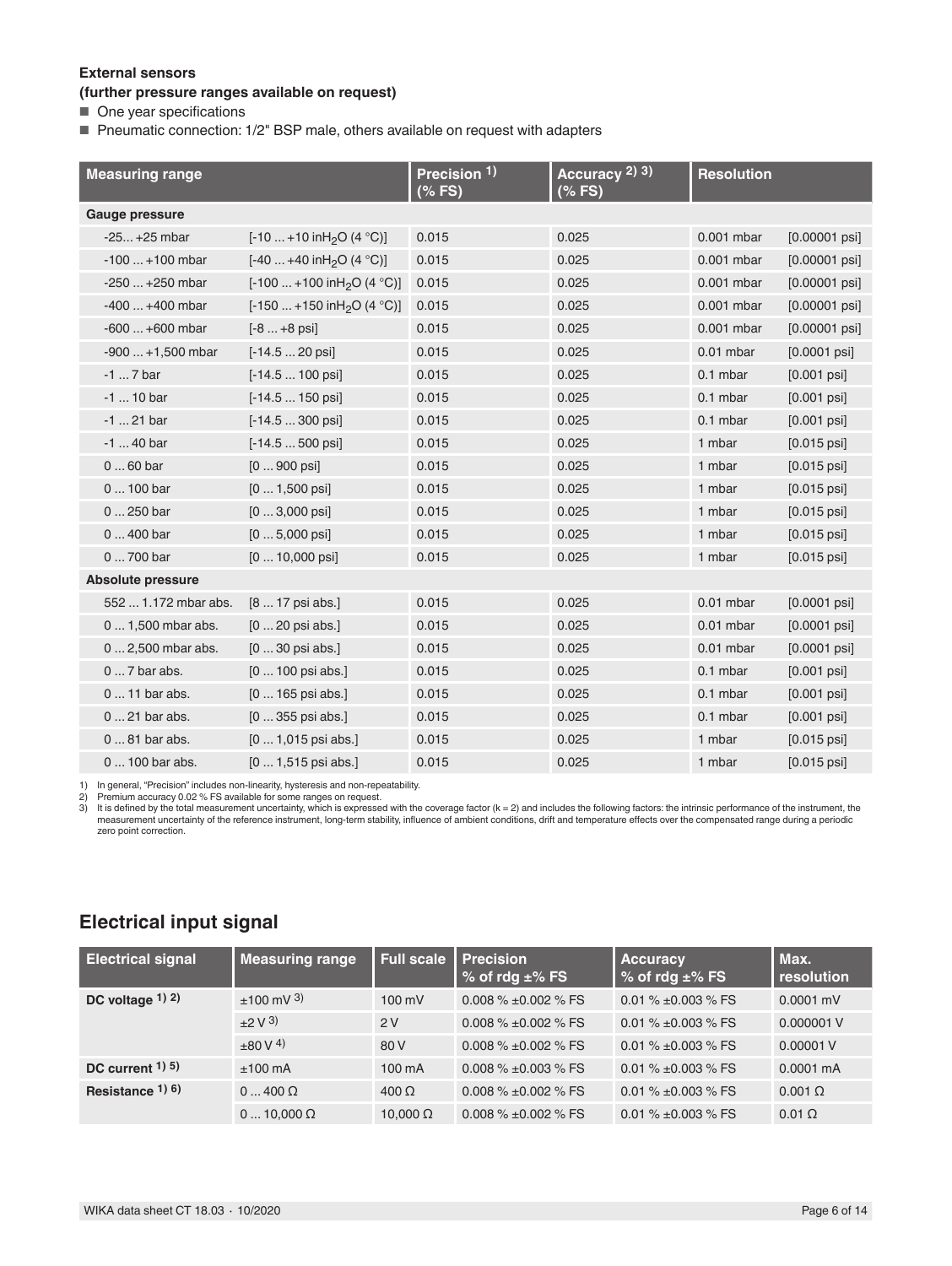**External sensors**
**(further pressure ranges available on request)**

- One year specifications
- Pneumatic connection: 1/2" BSP male, others available on request with adapters

| Measuring range | | Precision [1] (% FS) | Accuracy [2] [3] (% FS) | Resolution | |
|---|---|---|---|---|---|
| **Gauge pressure** | | | | | |
| -25 ... +25 mbar | [-10 ... +10 in$H_2O$ (4 °C)] | 0.015 | 0.025 | 0.001 mbar | [0.00001 psi] |
| -100 ... +100 mbar | [-40 ... +40 in$H_2O$ (4 °C)] | 0.015 | 0.025 | 0.001 mbar | [0.00001 psi] |
| -250 ... +250 mbar | [-100 ... +100 in$H_2O$ (4 °C)] | 0.015 | 0.025 | 0.001 mbar | [0.00001 psi] |
| -400 ... +400 mbar | [-150 ... +150 in$H_2O$ (4 °C)] | 0.015 | 0.025 | 0.001 mbar | [0.00001 psi] |
| -600 ... +600 mbar | [-8 ... +8 psi] | 0.015 | 0.025 | 0.001 mbar | [0.00001 psi] |
| -900 ... +1,500 mbar | [-14.5 ... 20 psi] | 0.015 | 0.025 | 0.01 mbar | [0.0001 psi] |
| -1 ... 7 bar | [-14.5 ... 100 psi] | 0.015 | 0.025 | 0.1 mbar | [0.001 psi] |
| -1 ... 10 bar | [-14.5 ... 150 psi] | 0.015 | 0.025 | 0.1 mbar | [0.001 psi] |
| -1 ... 21 bar | [-14.5 ... 300 psi] | 0.015 | 0.025 | 0.1 mbar | [0.001 psi] |
| -1 ... 40 bar | [-14.5 ... 500 psi] | 0.015 | 0.025 | 1 mbar | [0.015 psi] |
| 0 ... 60 bar | [0 ... 900 psi] | 0.015 | 0.025 | 1 mbar | [0.015 psi] |
| 0 ... 100 bar | [0 ... 1,500 psi] | 0.015 | 0.025 | 1 mbar | [0.015 psi] |
| 0 ... 250 bar | [0 ... 3,000 psi] | 0.015 | 0.025 | 1 mbar | [0.015 psi] |
| 0 ... 400 bar | [0 ... 5,000 psi] | 0.015 | 0.025 | 1 mbar | [0.015 psi] |
| 0 ... 700 bar | [0 ... 10,000 psi] | 0.015 | 0.025 | 1 mbar | [0.015 psi] |
| **Absolute pressure** | | | | | |
| 552 ... 1.172 mbar abs. | [8 ... 17 psi abs.] | 0.015 | 0.025 | 0.01 mbar | [0.0001 psi] |
| 0 ... 1,500 mbar abs. | [0 ... 20 psi abs.] | 0.015 | 0.025 | 0.01 mbar | [0.0001 psi] |
| 0 ... 2,500 mbar abs. | [0 ... 30 psi abs.] | 0.015 | 0.025 | 0.01 mbar | [0.0001 psi] |
| 0 ... 7 bar abs. | [0 ... 100 psi abs.] | 0.015 | 0.025 | 0.1 mbar | [0.001 psi] |
| 0 ... 11 bar abs. | [0 ... 165 psi abs.] | 0.015 | 0.025 | 0.1 mbar | [0.001 psi] |
| 0 ... 21 bar abs. | [0 ... 355 psi abs.] | 0.015 | 0.025 | 0.1 mbar | [0.001 psi] |
| 0 ... 81 bar abs. | [0 ... 1,015 psi abs.] | 0.015 | 0.025 | 1 mbar | [0.015 psi] |
| 0 ... 100 bar abs. | [0 ... 1,515 psi abs.] | 0.015 | 0.025 | 1 mbar | [0.015 psi] |

1) In general, "Precision" includes non-linearity, hysteresis and non-repeatability.
2) Premium accuracy 0.02 % FS available for some ranges on request.
3) It is defined by the total measurement uncertainty, which is expressed with the coverage factor (k = 2) and includes the following factors: the intrinsic performance of the instrument, the measurement uncertainty of the reference instrument, long-term stability, influence of ambient conditions, drift and temperature effects over the compensated range during a periodic zero point correction.

## Electrical input signal

| Electrical signal | Measuring range | Full scale | Precision % of rdg ±% FS | Accuracy % of rdg ±% FS | Max. resolution |
|---|---|---|---|---|---|
| **DC voltage [1] [2]** | ±100 mV [3] | 100 mV | 0.008 % ±0.002 % FS | 0.01 % ±0.003 % FS | 0.0001 mV |
| | ±2 V [3] | 2 V | 0.008 % ±0.002 % FS | 0.01 % ±0.003 % FS | 0.000001 V |
| | ±80 V [4] | 80 V | 0.008 % ±0.002 % FS | 0.01 % ±0.003 % FS | 0.00001 V |
| **DC current [1] [5]** | ±100 mA | 100 mA | 0.008 % ±0.003 % FS | 0.01 % ±0.003 % FS | 0.0001 mA |
| **Resistance [1] [6]** | 0 ... 400 Ω | 400 Ω | 0.008 % ±0.002 % FS | 0.01 % ±0.003 % FS | 0.001 Ω |
| | 0 ... 10,000 Ω | 10,000 Ω | 0.008 % ±0.002 % FS | 0.01 % ±0.003 % FS | 0.01 Ω |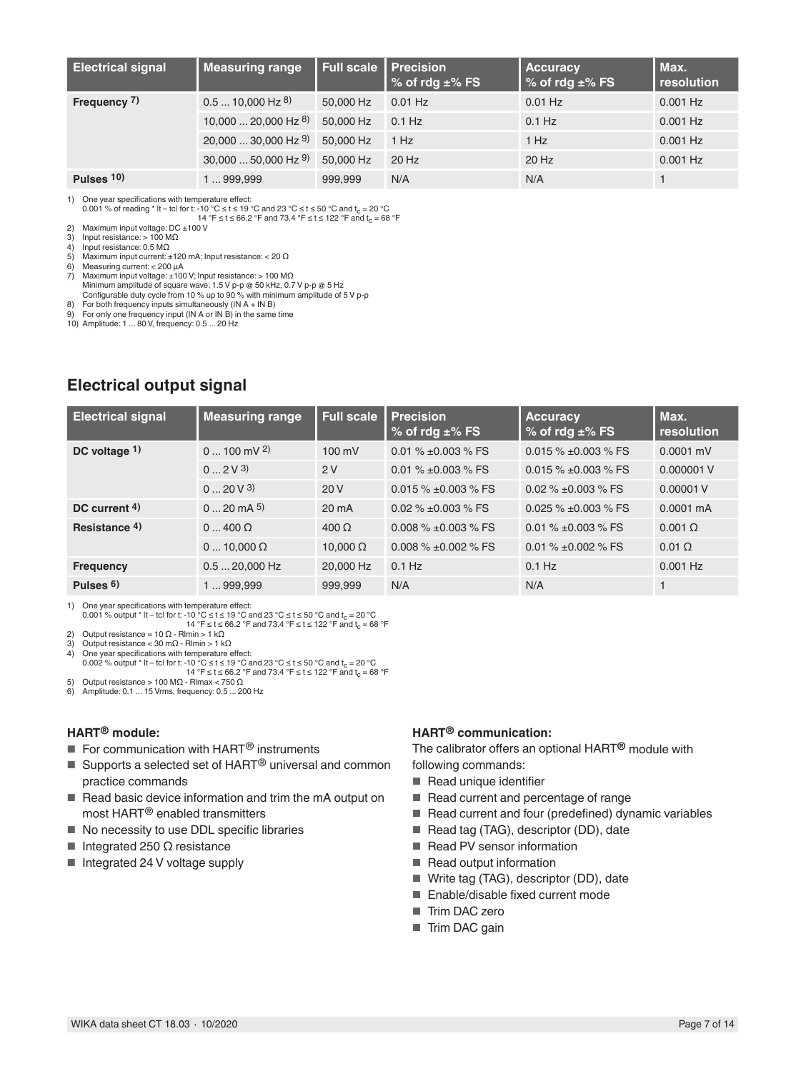| Electrical signal | Measuring range | Full scale | Precision % of rdg ±% FS | Accuracy % of rdg ±% FS | Max. resolution |
|---|---|---|---|---|---|
| **Frequency 7)** | 0.5 ... 10,000 Hz 8) | 50,000 Hz | 0.01 Hz | 0.01 Hz | 0.001 Hz |
| | 10,000 ... 20,000 Hz 8) | 50,000 Hz | 0.1 Hz | 0.1 Hz | 0.001 Hz |
| | 20,000 ... 30,000 Hz 9) | 50,000 Hz | 1 Hz | 1 Hz | 0.001 Hz |
| | 30,000 ... 50,000 Hz 9) | 50,000 Hz | 20 Hz | 20 Hz | 0.001 Hz |
| **Pulses 10)** | 1 ... 999,999 | 999,999 | N/A | N/A | 1 |

1) One year specifications with temperature effect:
0.001 % of reading * |t – tc| for t: -10 °C ≤ t ≤ 19 °C and 23 °C ≤ t ≤ 50 °C and $t_c$ = 20 °C
14 °F ≤ t ≤ 66.2 °F and 73.4 °F ≤ t ≤ 122 °F and $t_c$ = 68 °F
2) Maximum input voltage: DC ±100 V
3) Input resistance: > 100 MΩ
4) Input resistance: 0.5 MΩ
5) Maximum input current: ±120 mA; Input resistance: < 20 Ω
6) Measuring current: < 200 µA
7) Maximum input voltage: ±100 V; Input resistance: > 100 MΩ
Minimum amplitude of square wave: 1.5 V p-p @ 50 kHz, 0.7 V p-p @ 5 Hz
Configurable duty cycle from 10 % up to 90 % with minimum amplitude of 5 V p-p
8) For both frequency inputs simultaneously (IN A + IN B)
9) For only one frequency input (IN A or IN B) in the same time
10) Amplitude: 1 ... 80 V, frequency: 0.5 ... 20 Hz

## Electrical output signal

| Electrical signal | Measuring range | Full scale | Precision % of rdg ±% FS | Accuracy % of rdg ±% FS | Max. resolution |
|---|---|---|---|---|---|
| **DC voltage 1)** | 0 ... 100 mV 2) | 100 mV | 0.01 % ±0.003 % FS | 0.015 % ±0.003 % FS | 0.0001 mV |
| | 0 ... 2 V 3) | 2 V | 0.01 % ±0.003 % FS | 0.015 % ±0.003 % FS | 0.000001 V |
| | 0 ... 20 V 3) | 20 V | 0.015 % ±0.003 % FS | 0.02 % ±0.003 % FS | 0.00001 V |
| **DC current 4)** | 0 ... 20 mA 5) | 20 mA | 0.02 % ±0.003 % FS | 0.025 % ±0.003 % FS | 0.0001 mA |
| **Resistance 4)** | 0 ... 400 Ω | 400 Ω | 0.008 % ±0.003 % FS | 0.01 % ±0.003 % FS | 0.001 Ω |
| | 0 ... 10,000 Ω | 10,000 Ω | 0.008 % ±0.002 % FS | 0.01 % ±0.002 % FS | 0.01 Ω |
| **Frequency** | 0.5 ... 20,000 Hz | 20,000 Hz | 0.1 Hz | 0.1 Hz | 0.001 Hz |
| **Pulses 6)** | 1 ... 999,999 | 999,999 | N/A | N/A | 1 |

1) One year specifications with temperature effect:
0.001 % output * |t – tc| for t: -10 °C ≤ t ≤ 19 °C and 23 °C ≤ t ≤ 50 °C and $t_c$ = 20 °C
14 °F ≤ t ≤ 66.2 °F and 73.4 °F ≤ t ≤ 122 °F and $t_c$ = 68 °F
2) Output resistance = 10 Ω - Rlmin > 1 kΩ
3) Output resistance < 30 mΩ - Rlmin > 1 kΩ
4) One year specifications with temperature effect:
0.002 % output * |t – tc| for t: -10 °C ≤ t ≤ 19 °C and 23 °C ≤ t ≤ 50 °C and $t_c$ = 20 °C
14 °F ≤ t ≤ 66.2 °F and 73.4 °F ≤ t ≤ 122 °F and $t_c$ = 68 °F
5) Output resistance > 100 MΩ - Rlmax < 750 Ω
6) Amplitude: 0.1 ... 15 Vrms, frequency: 0.5 ... 200 Hz

### HART® module:

- For communication with HART® instruments
- Supports a selected set of HART® universal and common practice commands
- Read basic device information and trim the mA output on most HART® enabled transmitters
- No necessity to use DDL specific libraries
- Integrated 250 Ω resistance
- Integrated 24 V voltage supply

### HART® communication:

The calibrator offers an optional HART® module with following commands:

- Read unique identifier
- Read current and percentage of range
- Read current and four (predefined) dynamic variables
- Read tag (TAG), descriptor (DD), date
- Read PV sensor information
- Read output information
- Write tag (TAG), descriptor (DD), date
- Enable/disable fixed current mode
- Trim DAC zero
- Trim DAC gain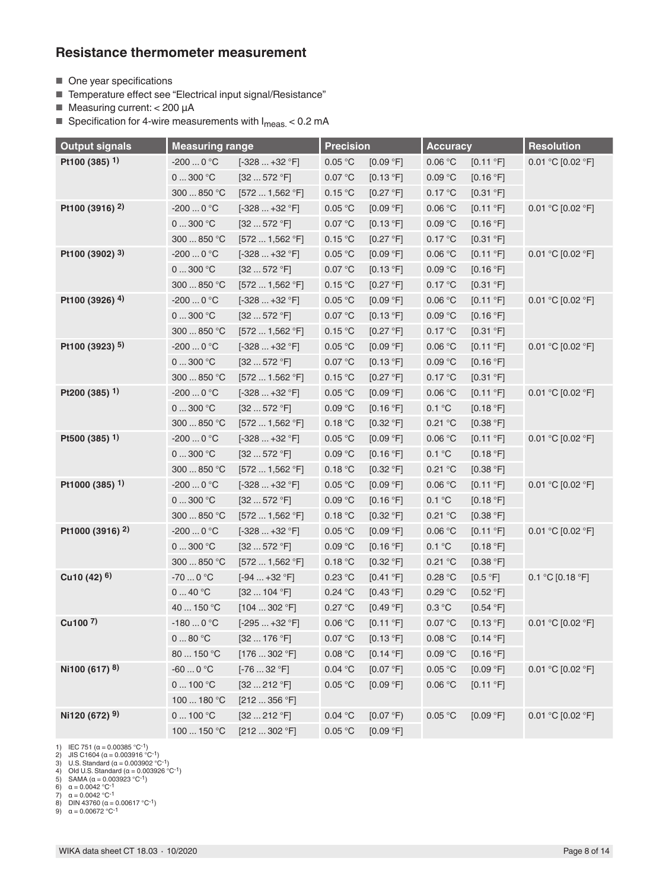## Resistance thermometer measurement

- One year specifications
- Temperature effect see "Electrical input signal/Resistance"
- Measuring current: < 200 µA
- Specification for 4-wire measurements with $I_{meas.}$ < 0.2 mA

| Output signals | Measuring range | | Precision | | Accuracy | | Resolution |
|---|---|---|---|---|---|---|---|
| **Pt100 (385) 1)** | -200 ... 0 °C | [-328 ... +32 °F] | 0.05 °C | [0.09 °F] | 0.06 °C | [0.11 °F] | 0.01 °C [0.02 °F] |
| | 0 ... 300 °C | [32 ... 572 °F] | 0.07 °C | [0.13 °F] | 0.09 °C | [0.16 °F] | |
| | 300 ... 850 °C | [572 ... 1,562 °F] | 0.15 °C | [0.27 °F] | 0.17 °C | [0.31 °F] | |
| **Pt100 (3916) 2)** | -200 ... 0 °C | [-328 ... +32 °F] | 0.05 °C | [0.09 °F] | 0.06 °C | [0.11 °F] | 0.01 °C [0.02 °F] |
| | 0 ... 300 °C | [32 ... 572 °F] | 0.07 °C | [0.13 °F] | 0.09 °C | [0.16 °F] | |
| | 300 ... 850 °C | [572 ... 1,562 °F] | 0.15 °C | [0.27 °F] | 0.17 °C | [0.31 °F] | |
| **Pt100 (3902) 3)** | -200 ... 0 °C | [-328 ... +32 °F] | 0.05 °C | [0.09 °F] | 0.06 °C | [0.11 °F] | 0.01 °C [0.02 °F] |
| | 0 ... 300 °C | [32 ... 572 °F] | 0.07 °C | [0.13 °F] | 0.09 °C | [0.16 °F] | |
| | 300 ... 850 °C | [572 ... 1,562 °F] | 0.15 °C | [0.27 °F] | 0.17 °C | [0.31 °F] | |
| **Pt100 (3926) 4)** | -200 ... 0 °C | [-328 ... +32 °F] | 0.05 °C | [0.09 °F] | 0.06 °C | [0.11 °F] | 0.01 °C [0.02 °F] |
| | 0 ... 300 °C | [32 ... 572 °F] | 0.07 °C | [0.13 °F] | 0.09 °C | [0.16 °F] | |
| | 300 ... 850 °C | [572 ... 1,562 °F] | 0.15 °C | [0.27 °F] | 0.17 °C | [0.31 °F] | |
| **Pt100 (3923) 5)** | -200 ... 0 °C | [-328 ... +32 °F] | 0.05 °C | [0.09 °F] | 0.06 °C | [0.11 °F] | 0.01 °C [0.02 °F] |
| | 0 ... 300 °C | [32 ... 572 °F] | 0.07 °C | [0.13 °F] | 0.09 °C | [0.16 °F] | |
| | 300 ... 850 °C | [572 ... 1.562 °F] | 0.15 °C | [0.27 °F] | 0.17 °C | [0.31 °F] | |
| **Pt200 (385) 1)** | -200 ... 0 °C | [-328 ... +32 °F] | 0.05 °C | [0.09 °F] | 0.06 °C | [0.11 °F] | 0.01 °C [0.02 °F] |
| | 0 ... 300 °C | [32 ... 572 °F] | 0.09 °C | [0.16 °F] | 0.1 °C | [0.18 °F] | |
| | 300 ... 850 °C | [572 ... 1,562 °F] | 0.18 °C | [0.32 °F] | 0.21 °C | [0.38 °F] | |
| **Pt500 (385) 1)** | -200 ... 0 °C | [-328 ... +32 °F] | 0.05 °C | [0.09 °F] | 0.06 °C | [0.11 °F] | 0.01 °C [0.02 °F] |
| | 0 ... 300 °C | [32 ... 572 °F] | 0.09 °C | [0.16 °F] | 0.1 °C | [0.18 °F] | |
| | 300 ... 850 °C | [572 ... 1,562 °F] | 0.18 °C | [0.32 °F] | 0.21 °C | [0.38 °F] | |
| **Pt1000 (385) 1)** | -200 ... 0 °C | [-328 ... +32 °F] | 0.05 °C | [0.09 °F] | 0.06 °C | [0.11 °F] | 0.01 °C [0.02 °F] |
| | 0 ... 300 °C | [32 ... 572 °F] | 0.09 °C | [0.16 °F] | 0.1 °C | [0.18 °F] | |
| | 300 ... 850 °C | [572 ... 1,562 °F] | 0.18 °C | [0.32 °F] | 0.21 °C | [0.38 °F] | |
| **Pt1000 (3916) 2)** | -200 ... 0 °C | [-328 ... +32 °F] | 0.05 °C | [0.09 °F] | 0.06 °C | [0.11 °F] | 0.01 °C [0.02 °F] |
| | 0 ... 300 °C | [32 ... 572 °F] | 0.09 °C | [0.16 °F] | 0.1 °C | [0.18 °F] | |
| | 300 ... 850 °C | [572 ... 1,562 °F] | 0.18 °C | [0.32 °F] | 0.21 °C | [0.38 °F] | |
| **Cu10 (42) 6)** | -70 ... 0 °C | [-94 ... +32 °F] | 0.23 °C | [0.41 °F] | 0.28 °C | [0.5 °F] | 0.1 °C [0.18 °F] |
| | 0 ... 40 °C | [32 ... 104 °F] | 0.24 °C | [0.43 °F] | 0.29 °C | [0.52 °F] | |
| | 40 ... 150 °C | [104 ... 302 °F] | 0.27 °C | [0.49 °F] | 0.3 °C | [0.54 °F] | |
| **Cu100 7)** | -180 ... 0 °C | [-295 ... +32 °F] | 0.06 °C | [0.11 °F] | 0.07 °C | [0.13 °F] | 0.01 °C [0.02 °F] |
| | 0 ... 80 °C | [32 ... 176 °F] | 0.07 °C | [0.13 °F] | 0.08 °C | [0.14 °F] | |
| | 80 ... 150 °C | [176 ... 302 °F] | 0.08 °C | [0.14 °F] | 0.09 °C | [0.16 °F] | |
| **Ni100 (617) 8)** | -60 ... 0 °C | [-76 ... 32 °F] | 0.04 °C | [0.07 °F] | 0.05 °C | [0.09 °F] | 0.01 °C [0.02 °F] |
| | 0 ... 100 °C | [32 ... 212 °F] | 0.05 °C | [0.09 °F] | 0.06 °C | [0.11 °F] | |
| | 100 ... 180 °C | [212 ... 356 °F] | | | | | |
| **Ni120 (672) 9)** | 0 ... 100 °C | [32 ... 212 °F] | 0.04 °C | [0.07 °F) | 0.05 °C | [0.09 °F] | 0.01 °C [0.02 °F] |
| | 100 ... 150 °C | [212 ... 302 °F] | 0.05 °C | [0.09 °F] | | | |

1) IEC 751 (α = 0.00385 $°C^{-1}$)
2) JIS C1604 (α = 0.003916 $°C^{-1}$)
3) U.S. Standard (α = 0.003902 $°C^{-1}$)
4) Old U.S. Standard (α = 0.003926 $°C^{-1}$)
5) SAMA (α = 0.003923 $°C^{-1}$)
6) α = 0.0042 $°C^{-1}$
7) α = 0.0042 $°C^{-1}$
8) DIN 43760 (α = 0.00617 $°C^{-1}$)
9) α = 0.00672 $°C^{-1}$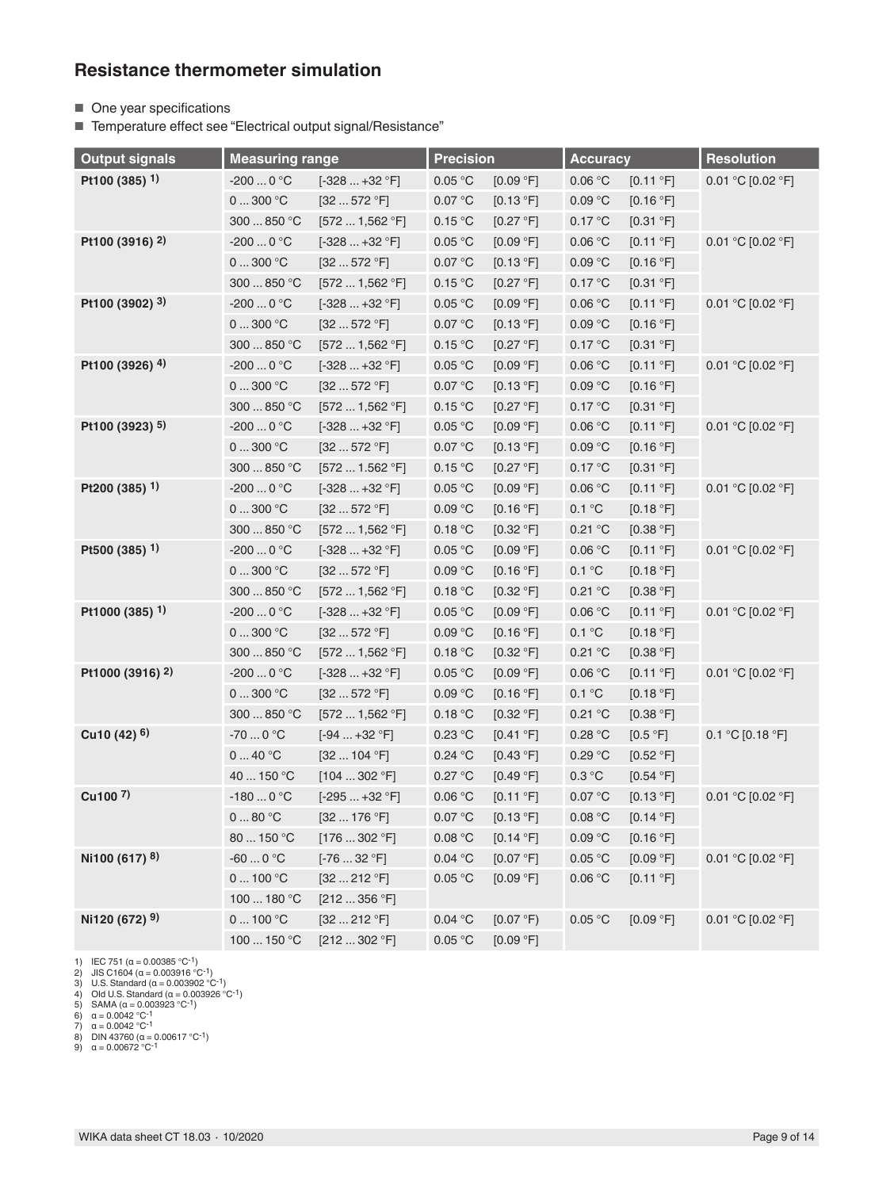## Resistance thermometer simulation

- One year specifications
- Temperature effect see "Electrical output signal/Resistance"

| Output signals | Measuring range | | Precision | | Accuracy | | Resolution |
|---|---|---|---|---|---|---|---|
| **Pt100 (385) 1)** | -200 ... 0 °C | [-328 ... +32 °F] | 0.05 °C | [0.09 °F] | 0.06 °C | [0.11 °F] | 0.01 °C [0.02 °F] |
| | 0 ... 300 °C | [32 ... 572 °F] | 0.07 °C | [0.13 °F] | 0.09 °C | [0.16 °F] | |
| | 300 ... 850 °C | [572 ... 1,562 °F] | 0.15 °C | [0.27 °F] | 0.17 °C | [0.31 °F] | |
| **Pt100 (3916) 2)** | -200 ... 0 °C | [-328 ... +32 °F] | 0.05 °C | [0.09 °F] | 0.06 °C | [0.11 °F] | 0.01 °C [0.02 °F] |
| | 0 ... 300 °C | [32 ... 572 °F] | 0.07 °C | [0.13 °F] | 0.09 °C | [0.16 °F] | |
| | 300 ... 850 °C | [572 ... 1,562 °F] | 0.15 °C | [0.27 °F] | 0.17 °C | [0.31 °F] | |
| **Pt100 (3902) 3)** | -200 ... 0 °C | [-328 ... +32 °F] | 0.05 °C | [0.09 °F] | 0.06 °C | [0.11 °F] | 0.01 °C [0.02 °F] |
| | 0 ... 300 °C | [32 ... 572 °F] | 0.07 °C | [0.13 °F] | 0.09 °C | [0.16 °F] | |
| | 300 ... 850 °C | [572 ... 1,562 °F] | 0.15 °C | [0.27 °F] | 0.17 °C | [0.31 °F] | |
| **Pt100 (3926) 4)** | -200 ... 0 °C | [-328 ... +32 °F] | 0.05 °C | [0.09 °F] | 0.06 °C | [0.11 °F] | 0.01 °C [0.02 °F] |
| | 0 ... 300 °C | [32 ... 572 °F] | 0.07 °C | [0.13 °F] | 0.09 °C | [0.16 °F] | |
| | 300 ... 850 °C | [572 ... 1,562 °F] | 0.15 °C | [0.27 °F] | 0.17 °C | [0.31 °F] | |
| **Pt100 (3923) 5)** | -200 ... 0 °C | [-328 ... +32 °F] | 0.05 °C | [0.09 °F] | 0.06 °C | [0.11 °F] | 0.01 °C [0.02 °F] |
| | 0 ... 300 °C | [32 ... 572 °F] | 0.07 °C | [0.13 °F] | 0.09 °C | [0.16 °F] | |
| | 300 ... 850 °C | [572 ... 1.562 °F] | 0.15 °C | [0.27 °F] | 0.17 °C | [0.31 °F] | |
| **Pt200 (385) 1)** | -200 ... 0 °C | [-328 ... +32 °F] | 0.05 °C | [0.09 °F] | 0.06 °C | [0.11 °F] | 0.01 °C [0.02 °F] |
| | 0 ... 300 °C | [32 ... 572 °F] | 0.09 °C | [0.16 °F] | 0.1 °C | [0.18 °F] | |
| | 300 ... 850 °C | [572 ... 1,562 °F] | 0.18 °C | [0.32 °F] | 0.21 °C | [0.38 °F] | |
| **Pt500 (385) 1)** | -200 ... 0 °C | [-328 ... +32 °F] | 0.05 °C | [0.09 °F] | 0.06 °C | [0.11 °F] | 0.01 °C [0.02 °F] |
| | 0 ... 300 °C | [32 ... 572 °F] | 0.09 °C | [0.16 °F] | 0.1 °C | [0.18 °F] | |
| | 300 ... 850 °C | [572 ... 1,562 °F] | 0.18 °C | [0.32 °F] | 0.21 °C | [0.38 °F] | |
| **Pt1000 (385) 1)** | -200 ... 0 °C | [-328 ... +32 °F] | 0.05 °C | [0.09 °F] | 0.06 °C | [0.11 °F] | 0.01 °C [0.02 °F] |
| | 0 ... 300 °C | [32 ... 572 °F] | 0.09 °C | [0.16 °F] | 0.1 °C | [0.18 °F] | |
| | 300 ... 850 °C | [572 ... 1,562 °F] | 0.18 °C | [0.32 °F] | 0.21 °C | [0.38 °F] | |
| **Pt1000 (3916) 2)** | -200 ... 0 °C | [-328 ... +32 °F] | 0.05 °C | [0.09 °F] | 0.06 °C | [0.11 °F] | 0.01 °C [0.02 °F] |
| | 0 ... 300 °C | [32 ... 572 °F] | 0.09 °C | [0.16 °F] | 0.1 °C | [0.18 °F] | |
| | 300 ... 850 °C | [572 ... 1,562 °F] | 0.18 °C | [0.32 °F] | 0.21 °C | [0.38 °F] | |
| **Cu10 (42) 6)** | -70 ... 0 °C | [-94 ... +32 °F] | 0.23 °C | [0.41 °F] | 0.28 °C | [0.5 °F] | 0.1 °C [0.18 °F] |
| | 0 ... 40 °C | [32 ... 104 °F] | 0.24 °C | [0.43 °F] | 0.29 °C | [0.52 °F] | |
| | 40 ... 150 °C | [104 ... 302 °F] | 0.27 °C | [0.49 °F] | 0.3 °C | [0.54 °F] | |
| **Cu100 7)** | -180 ... 0 °C | [-295 ... +32 °F] | 0.06 °C | [0.11 °F] | 0.07 °C | [0.13 °F] | 0.01 °C [0.02 °F] |
| | 0 ... 80 °C | [32 ... 176 °F] | 0.07 °C | [0.13 °F] | 0.08 °C | [0.14 °F] | |
| | 80 ... 150 °C | [176 ... 302 °F] | 0.08 °C | [0.14 °F] | 0.09 °C | [0.16 °F] | |
| **Ni100 (617) 8)** | -60 ... 0 °C | [-76 ... 32 °F] | 0.04 °C | [0.07 °F] | 0.05 °C | [0.09 °F] | 0.01 °C [0.02 °F] |
| | 0 ... 100 °C | [32 ... 212 °F] | 0.05 °C | [0.09 °F] | 0.06 °C | [0.11 °F] | |
| | 100 ... 180 °C | [212 ... 356 °F] | | | | | |
| **Ni120 (672) 9)** | 0 ... 100 °C | [32 ... 212 °F] | 0.04 °C | [0.07 °F] | 0.05 °C | [0.09 °F] | 0.01 °C [0.02 °F] |
| | 100 ... 150 °C | [212 ... 302 °F] | 0.05 °C | [0.09 °F] | | | |

1) IEC 751 ($\alpha = 0.00385\ °C^{-1}$)
2) JIS C1604 ($\alpha = 0.003916\ °C^{-1}$)
3) U.S. Standard ($\alpha = 0.003902\ °C^{-1}$)
4) Old U.S. Standard ($\alpha = 0.003926\ °C^{-1}$)
5) SAMA ($\alpha = 0.003923\ °C^{-1}$)
6) $\alpha = 0.0042\ °C^{-1}$
7) $\alpha = 0.0042\ °C^{-1}$
8) DIN 43760 ($\alpha = 0.00617\ °C^{-1}$)
9) $\alpha = 0.00672\ °C^{-1}$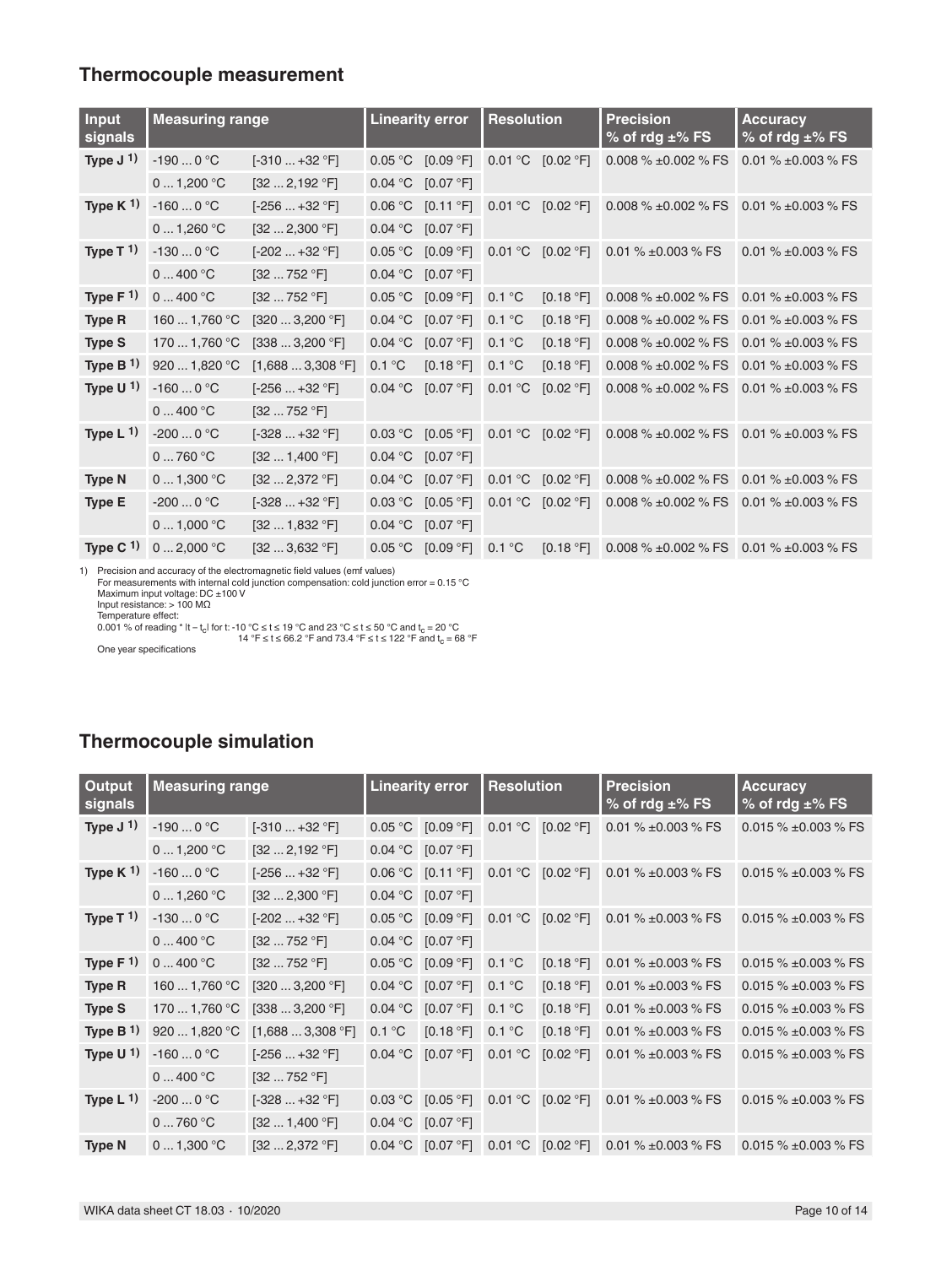## Thermocouple measurement

| Input signals | Measuring range | | Linearity error | | Resolution | | Precision % of rdg ±% FS | Accuracy % of rdg ±% FS |
|---|---|---|---|---|---|---|---|---|
| Type J 1) | -190 ... 0 °C | [-310 ... +32 °F] | 0.05 °C | [0.09 °F] | 0.01 °C | [0.02 °F] | 0.008 % ±0.002 % FS | 0.01 % ±0.003 % FS |
| | 0 ... 1,200 °C | [32 ... 2,192 °F] | 0.04 °C | [0.07 °F] | | | | |
| Type K 1) | -160 ... 0 °C | [-256 ... +32 °F] | 0.06 °C | [0.11 °F] | 0.01 °C | [0.02 °F] | 0.008 % ±0.002 % FS | 0.01 % ±0.003 % FS |
| | 0 ... 1,260 °C | [32 ... 2,300 °F] | 0.04 °C | [0.07 °F] | | | | |
| Type T 1) | -130 ... 0 °C | [-202 ... +32 °F] | 0.05 °C | [0.09 °F] | 0.01 °C | [0.02 °F] | 0.01 % ±0.003 % FS | 0.01 % ±0.003 % FS |
| | 0 ... 400 °C | [32 ... 752 °F] | 0.04 °C | [0.07 °F] | | | | |
| Type F 1) | 0 ... 400 °C | [32 ... 752 °F] | 0.05 °C | [0.09 °F] | 0.1 °C | [0.18 °F] | 0.008 % ±0.002 % FS | 0.01 % ±0.003 % FS |
| Type R | 160 ... 1,760 °C | [320 ... 3,200 °F] | 0.04 °C | [0.07 °F] | 0.1 °C | [0.18 °F] | 0.008 % ±0.002 % FS | 0.01 % ±0.003 % FS |
| Type S | 170 ... 1,760 °C | [338 ... 3,200 °F] | 0.04 °C | [0.07 °F] | 0.1 °C | [0.18 °F] | 0.008 % ±0.002 % FS | 0.01 % ±0.003 % FS |
| Type B 1) | 920 ... 1,820 °C | [1,688 ... 3,308 °F] | 0.1 °C | [0.18 °F] | 0.1 °C | [0.18 °F] | 0.008 % ±0.002 % FS | 0.01 % ±0.003 % FS |
| Type U 1) | -160 ... 0 °C | [-256 ... +32 °F] | 0.04 °C | [0.07 °F] | 0.01 °C | [0.02 °F] | 0.008 % ±0.002 % FS | 0.01 % ±0.003 % FS |
| | 0 ... 400 °C | [32 ... 752 °F] | | | | | | |
| Type L 1) | -200 ... 0 °C | [-328 ... +32 °F] | 0.03 °C | [0.05 °F] | 0.01 °C | [0.02 °F] | 0.008 % ±0.002 % FS | 0.01 % ±0.003 % FS |
| | 0 ... 760 °C | [32 ... 1,400 °F] | 0.04 °C | [0.07 °F] | | | | |
| Type N | 0 ... 1,300 °C | [32 ... 2,372 °F] | 0.04 °C | [0.07 °F] | 0.01 °C | [0.02 °F] | 0.008 % ±0.002 % FS | 0.01 % ±0.003 % FS |
| Type E | -200 ... 0 °C | [-328 ... +32 °F] | 0.03 °C | [0.05 °F] | 0.01 °C | [0.02 °F] | 0.008 % ±0.002 % FS | 0.01 % ±0.003 % FS |
| | 0 ... 1,000 °C | [32 ... 1,832 °F] | 0.04 °C | [0.07 °F] | | | | |
| Type C 1) | 0 ... 2,000 °C | [32 ... 3,632 °F] | 0.05 °C | [0.09 °F] | 0.1 °C | [0.18 °F] | 0.008 % ±0.002 % FS | 0.01 % ±0.003 % FS |

1) Precision and accuracy of the electromagnetic field values (emf values)
For measurements with internal cold junction compensation: cold junction error = 0.15 °C
Maximum input voltage: DC ±100 V
Input resistance: > 100 MΩ
Temperature effect:
0.001 % of reading * $|t - t_c|$ for t: -10 °C ≤ t ≤ 19 °C and 23 °C ≤ t ≤ 50 °C and $t_c$ = 20 °C
14 °F ≤ t ≤ 66.2 °F and 73.4 °F ≤ t ≤ 122 °F and $t_c$ = 68 °F
One year specifications

## Thermocouple simulation

| Output signals | Measuring range | | Linearity error | | Resolution | | Precision % of rdg ±% FS | Accuracy % of rdg ±% FS |
|---|---|---|---|---|---|---|---|---|
| Type J 1) | -190 ... 0 °C | [-310 ... +32 °F] | 0.05 °C | [0.09 °F] | 0.01 °C | [0.02 °F] | 0.01 % ±0.003 % FS | 0.015 % ±0.003 % FS |
| | 0 ... 1,200 °C | [32 ... 2,192 °F] | 0.04 °C | [0.07 °F] | | | | |
| Type K 1) | -160 ... 0 °C | [-256 ... +32 °F] | 0.06 °C | [0.11 °F] | 0.01 °C | [0.02 °F] | 0.01 % ±0.003 % FS | 0.015 % ±0.003 % FS |
| | 0 ... 1,260 °C | [32 ... 2,300 °F] | 0.04 °C | [0.07 °F] | | | | |
| Type T 1) | -130 ... 0 °C | [-202 ... +32 °F] | 0.05 °C | [0.09 °F] | 0.01 °C | [0.02 °F] | 0.01 % ±0.003 % FS | 0.015 % ±0.003 % FS |
| | 0 ... 400 °C | [32 ... 752 °F] | 0.04 °C | [0.07 °F] | | | | |
| Type F 1) | 0 ... 400 °C | [32 ... 752 °F] | 0.05 °C | [0.09 °F] | 0.1 °C | [0.18 °F] | 0.01 % ±0.003 % FS | 0.015 % ±0.003 % FS |
| Type R | 160 ... 1,760 °C | [320 ... 3,200 °F] | 0.04 °C | [0.07 °F] | 0.1 °C | [0.18 °F] | 0.01 % ±0.003 % FS | 0.015 % ±0.003 % FS |
| Type S | 170 ... 1,760 °C | [338 ... 3,200 °F] | 0.04 °C | [0.07 °F] | 0.1 °C | [0.18 °F] | 0.01 % ±0.003 % FS | 0.015 % ±0.003 % FS |
| Type B 1) | 920 ... 1,820 °C | [1,688 ... 3,308 °F] | 0.1 °C | [0.18 °F] | 0.1 °C | [0.18 °F] | 0.01 % ±0.003 % FS | 0.015 % ±0.003 % FS |
| Type U 1) | -160 ... 0 °C | [-256 ... +32 °F] | 0.04 °C | [0.07 °F] | 0.01 °C | [0.02 °F] | 0.01 % ±0.003 % FS | 0.015 % ±0.003 % FS |
| | 0 ... 400 °C | [32 ... 752 °F] | | | | | | |
| Type L 1) | -200 ... 0 °C | [-328 ... +32 °F] | 0.03 °C | [0.05 °F] | 0.01 °C | [0.02 °F] | 0.01 % ±0.003 % FS | 0.015 % ±0.003 % FS |
| | 0 ... 760 °C | [32 ... 1,400 °F] | 0.04 °C | [0.07 °F] | | | | |
| Type N | 0 ... 1,300 °C | [32 ... 2,372 °F] | 0.04 °C | [0.07 °F] | 0.01 °C | [0.02 °F] | 0.01 % ±0.003 % FS | 0.015 % ±0.003 % FS |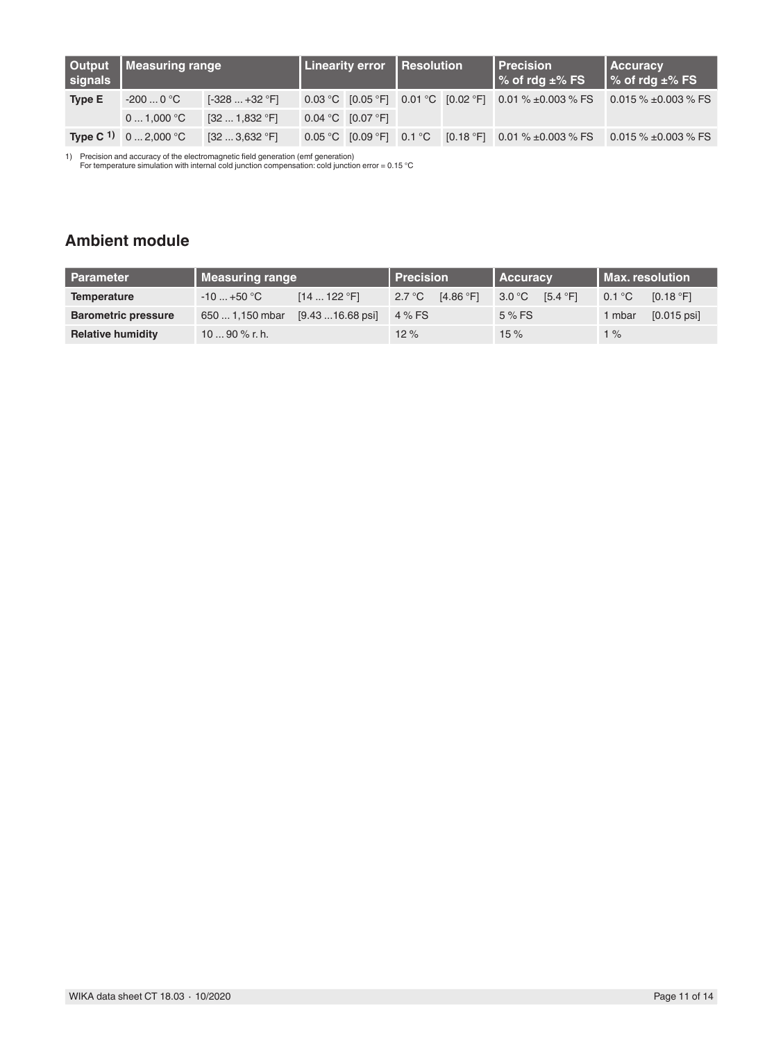| Output signals | Measuring range | | Linearity error | | Resolution | | Precision % of rdg ±% FS | Accuracy % of rdg ±% FS |
|---|---|---|---|---|---|---|---|---|
| **Type E** | -200 ... 0 °C | [-328 ... +32 °F] | 0.03 °C | [0.05 °F] | 0.01 °C | [0.02 °F] | 0.01 % ±0.003 % FS | 0.015 % ±0.003 % FS |
| | 0 ... 1,000 °C | [32 ... 1,832 °F] | 0.04 °C | [0.07 °F] | | | | |
| **Type C** 1) | 0 ... 2,000 °C | [32 ... 3,632 °F] | 0.05 °C | [0.09 °F] | 0.1 °C | [0.18 °F] | 0.01 % ±0.003 % FS | 0.015 % ±0.003 % FS |

1) Precision and accuracy of the electromagnetic field generation (emf generation)
For temperature simulation with internal cold junction compensation: cold junction error = 0.15 °C

## Ambient module

| Parameter | Measuring range | | Precision | | Accuracy | | Max. resolution | |
|---|---|---|---|---|---|---|---|---|
| **Temperature** | -10 ... +50 °C | [14 ... 122 °F] | 2.7 °C | [4.86 °F] | 3.0 °C | [5.4 °F] | 0.1 °C | [0.18 °F] |
| **Barometric pressure** | 650 ... 1,150 mbar | [9.43 ...16.68 psi] | 4 % FS | | 5 % FS | | 1 mbar | [0.015 psi] |
| **Relative humidity** | 10 ... 90 % r. h. | | 12 % | | 15 % | | 1 % | |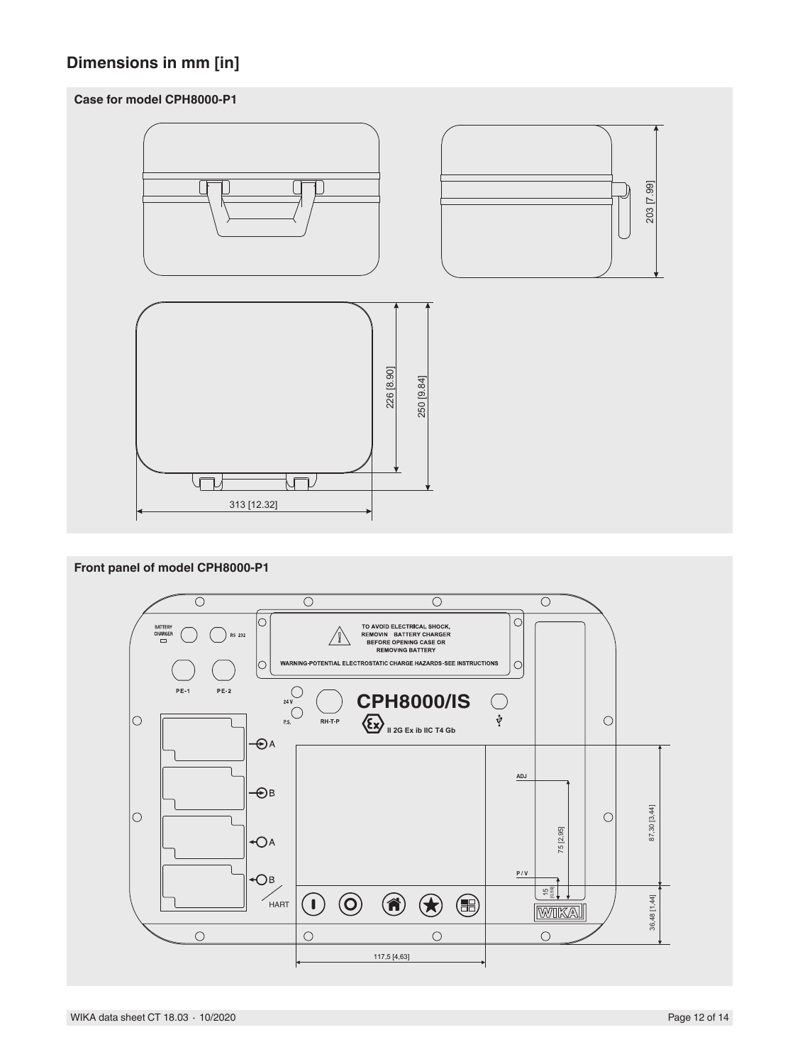## Dimensions in mm [in]

### Case for model CPH8000-P1

203 [7.99]

226 [8.90]

250 [9.84]

313 [12.32]

### Front panel of model CPH8000-P1

BATTERY CHARGER

RS 232

TO AVOID ELECTRICAL SHOCK, REMOVIN BATTERY CHARGER BEFORE OPENING CASE OR REMOVING BATTERY

WARNING-POTENTIAL ELECTROSTATIC CHARGE HAZARDS-SEE INSTRUCTIONS

PE-1 PE-2

24 V

P.S.

RH-T-P

CPH8000/IS

II 2G Ex ib IIC T4 Gb

A

B

A

B

HART

ADJ

P / V

75 [2.95]

15 [0.59]

87,30 [3.44]

36,48 [1.44]

117,5 [4,63]

WIKA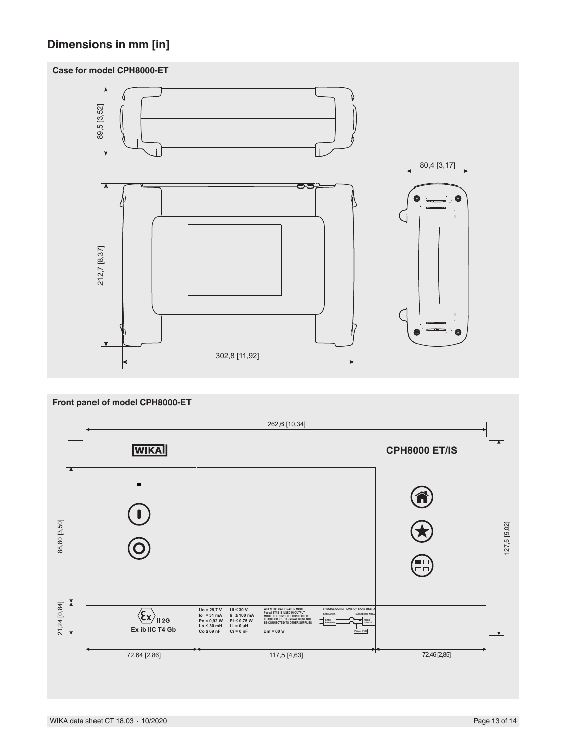## Dimensions in mm [in]

### Case for model CPH8000-ET

89,5 [3,52]

212,7 [8,37]

302,8 [11,92]

80,4 [3,17]

### Front panel of model CPH8000-ET

262,6 [10,34]

WIKA

CPH8000 ET/IS

88,80 [3,50]

127,5 [5,02]

21,24 [0,84]

II 2G
Ex ib IIC T4 Gb

Uo = 29,7 V
Io = 31 mA
Po = 0,92 W
Lo ≤ 30 mH
Co ≤ 69 nF

Ui ≤ 30 V
Ii ≤ 100 mA
Pi ≤ 0,75 W
Li = 0 µH
Ci = 0 nF

WHEN THE CALIBRATOR MODEL Pascal ET/IS IS USED IN OUTPUT MODE, THE CIRCUITS CONNECTED TO OUT OR P.S. TERMINAL MUST NOT BE CONNECTED TO OTHER SUPPLIES

Um = 60 V

SPECIAL CONDITIONS OF SAFE USE (X)

SAFE AREA

HAZARDOUS AREA

SAFE BARRIER

FIELD DEVICE

Pascal ET/IS

72,64 [2,86]

117,5 [4,63]

72,46 [2,85]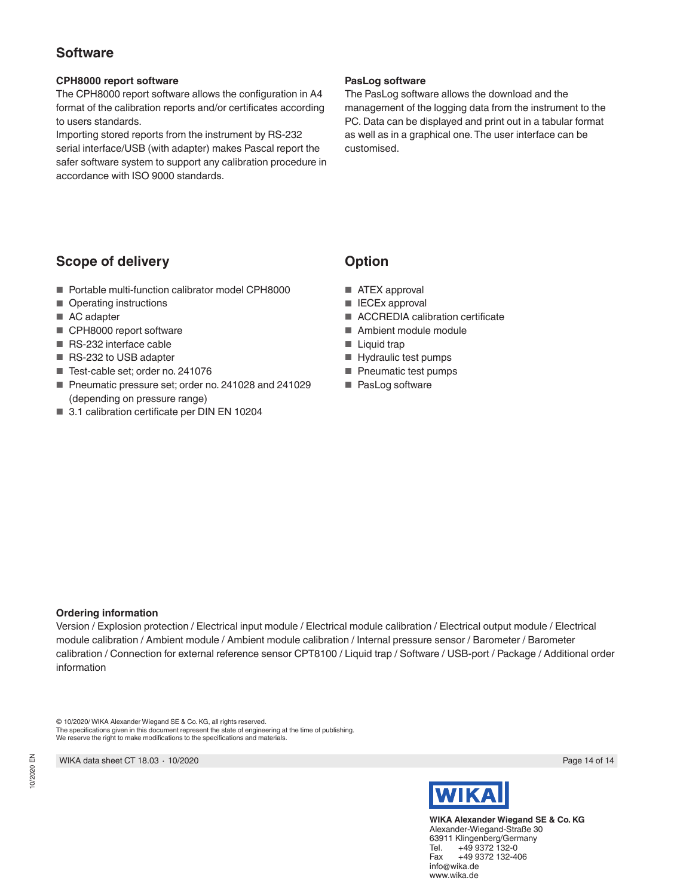## Software

### CPH8000 report software

The CPH8000 report software allows the configuration in A4 format of the calibration reports and/or certificates according to users standards.
Importing stored reports from the instrument by RS-232 serial interface/USB (with adapter) makes Pascal report the safer software system to support any calibration procedure in accordance with ISO 9000 standards.

### PasLog software

The PasLog software allows the download and the management of the logging data from the instrument to the PC. Data can be displayed and print out in a tabular format as well as in a graphical one. The user interface can be customised.

## Scope of delivery

- Portable multi-function calibrator model CPH8000
- Operating instructions
- AC adapter
- CPH8000 report software
- RS-232 interface cable
- RS-232 to USB adapter
- Test-cable set; order no. 241076
- Pneumatic pressure set; order no. 241028 and 241029 (depending on pressure range)
- 3.1 calibration certificate per DIN EN 10204

## Option

- ATEX approval
- IECEx approval
- ACCREDIA calibration certificate
- Ambient module module
- Liquid trap
- Hydraulic test pumps
- Pneumatic test pumps
- PasLog software

### Ordering information

Version / Explosion protection / Electrical input module / Electrical module calibration / Electrical output module / Electrical module calibration / Ambient module / Ambient module calibration / Internal pressure sensor / Barometer / Barometer calibration / Connection for external reference sensor CPT8100 / Liquid trap / Software / USB-port / Package / Additional order information

© 10/2020/ WIKA Alexander Wiegand SE & Co. KG, all rights reserved.
The specifications given in this document represent the state of engineering at the time of publishing.
We reserve the right to make modifications to the specifications and materials.

**WIKA Alexander Wiegand SE & Co. KG**
Alexander-Wiegand-Straße 30
63911 Klingenberg/Germany
Tel. +49 9372 132-0
Fax +49 9372 132-406
info@wika.de
www.wika.de